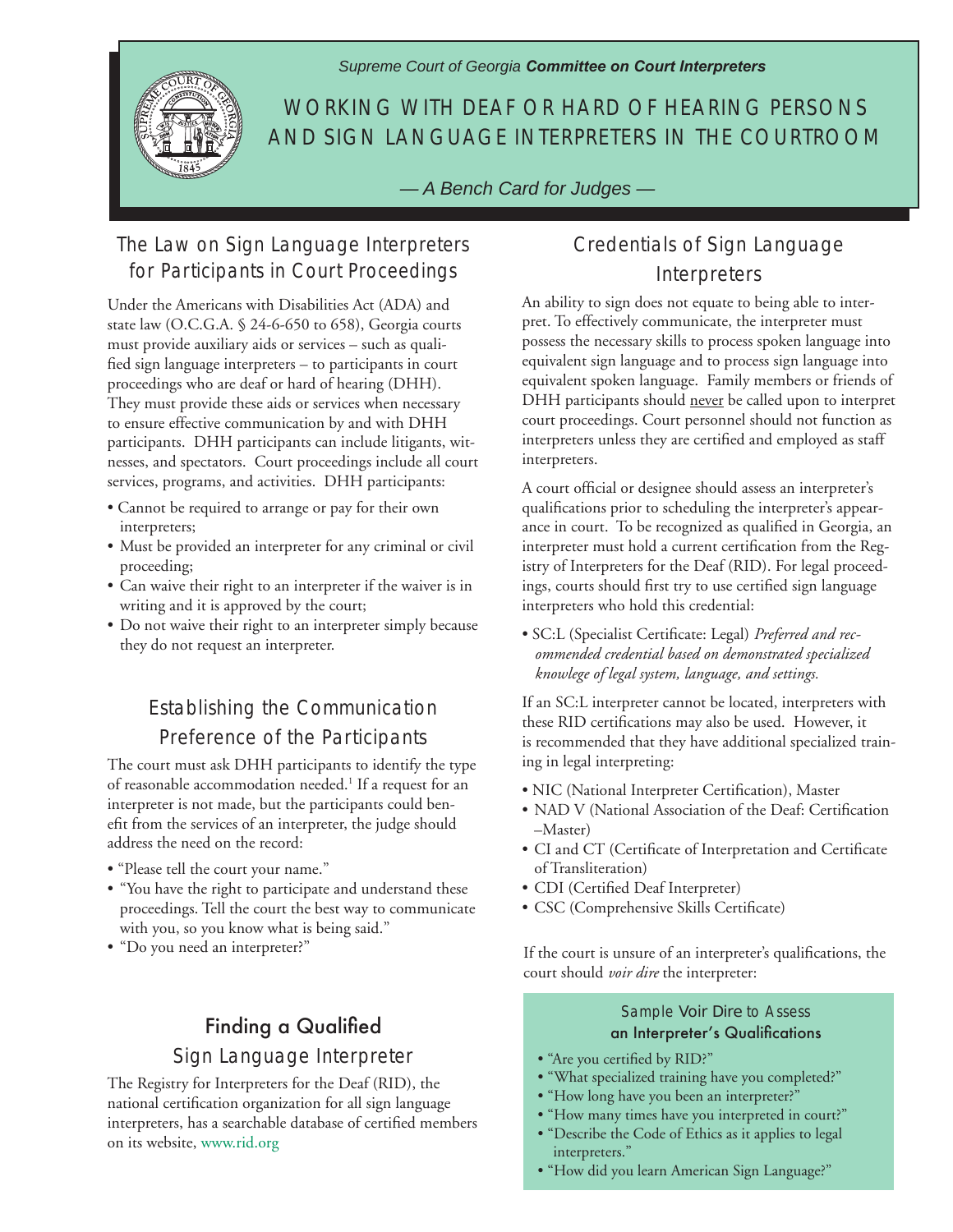*Supreme Court of Georgia* ***Committee on Court Interpreters***

# WORKING WITH DEAF OR HARD OF HEARING PERSONS AND SIGN LANGUAGE INTERPRETERS IN THE COURTROOM

*— A Bench Card for Judges —*

## The Law on Sign Language Interpreters for Participants in Court Proceedings

Under the Americans with Disabilities Act (ADA) and state law (O.C.G.A. § 24-6-650 to 658), Georgia courts must provide auxiliary aids or services – such as qualified sign language interpreters – to participants in court proceedings who are deaf or hard of hearing (DHH). They must provide these aids or services when necessary to ensure effective communication by and with DHH participants. DHH participants can include litigants, witnesses, and spectators. Court proceedings include all court services, programs, and activities. DHH participants:

- Cannot be required to arrange or pay for their own interpreters;
- Must be provided an interpreter for any criminal or civil proceeding;
- Can waive their right to an interpreter if the waiver is in writing and it is approved by the court;
- Do not waive their right to an interpreter simply because they do not request an interpreter.

## Establishing the Communication Preference of the Participants

The court must ask DHH participants to identify the type of reasonable accommodation needed.[1] If a request for an interpreter is not made, but the participants could benefit from the services of an interpreter, the judge should address the need on the record:

- "Please tell the court your name."
- "You have the right to participate and understand these proceedings. Tell the court the best way to communicate with you, so you know what is being said."
- "Do you need an interpreter?"

## Finding a Qualified Sign Language Interpreter

The Registry for Interpreters for the Deaf (RID), the national certification organization for all sign language interpreters, has a searchable database of certified members on its website, www.rid.org

## Credentials of Sign Language Interpreters

An ability to sign does not equate to being able to interpret. To effectively communicate, the interpreter must possess the necessary skills to process spoken language into equivalent sign language and to process sign language into equivalent spoken language. Family members or friends of DHH participants should never be called upon to interpret court proceedings. Court personnel should not function as interpreters unless they are certified and employed as staff interpreters.

A court official or designee should assess an interpreter's qualifications prior to scheduling the interpreter's appearance in court. To be recognized as qualified in Georgia, an interpreter must hold a current certification from the Registry of Interpreters for the Deaf (RID). For legal proceedings, courts should first try to use certified sign language interpreters who hold this credential:

- SC:L (Specialist Certificate: Legal) *Preferred and recommended credential based on demonstrated specialized knowledge of legal system, language, and settings.*

If an SC:L interpreter cannot be located, interpreters with these RID certifications may also be used. However, it is recommended that they have additional specialized training in legal interpreting:

- NIC (National Interpreter Certification), Master
- NAD V (National Association of the Deaf: Certification –Master)
- CI and CT (Certificate of Interpretation and Certificate of Transliteration)
- CDI (Certified Deaf Interpreter)
- CSC (Comprehensive Skills Certificate)

If the court is unsure of an interpreter's qualifications, the court should *voir dire* the interpreter:

### Sample Voir Dire to Assess an Interpreter's Qualifications

- "Are you certified by RID?"
- "What specialized training have you completed?"
- "How long have you been an interpreter?"
- "How many times have you interpreted in court?"
- "Describe the Code of Ethics as it applies to legal interpreters."
- "How did you learn American Sign Language?"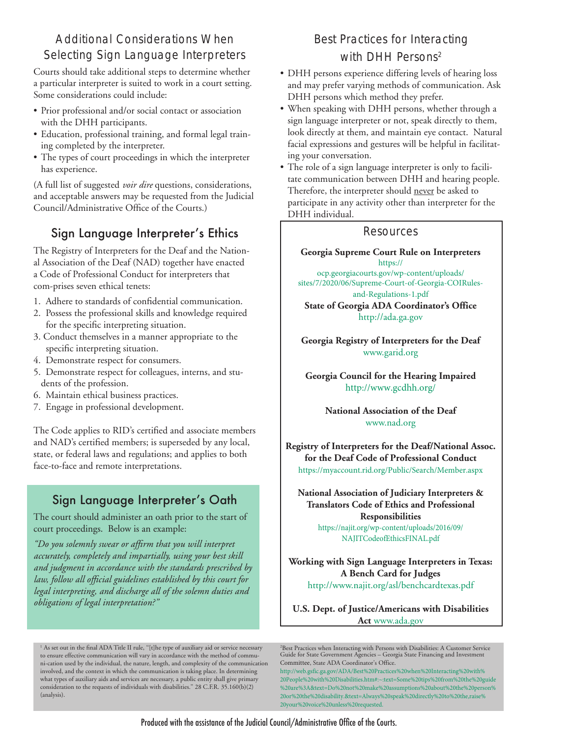## Additional Considerations When Selecting Sign Language Interpreters

Courts should take additional steps to determine whether a particular interpreter is suited to work in a court setting. Some considerations could include:

- Prior professional and/or social contact or association with the DHH participants.
- Education, professional training, and formal legal training completed by the interpreter.
- The types of court proceedings in which the interpreter has experience.

(A full list of suggested *voir dire* questions, considerations, and acceptable answers may be requested from the Judicial Council/Administrative Office of the Courts.)

## Sign Language Interpreter's Ethics

The Registry of Interpreters for the Deaf and the National Association of the Deaf (NAD) together have enacted a Code of Professional Conduct for interpreters that com-prises seven ethical tenets:

1. Adhere to standards of confidential communication.
2. Possess the professional skills and knowledge required for the specific interpreting situation.
3. Conduct themselves in a manner appropriate to the specific interpreting situation.
4. Demonstrate respect for consumers.
5. Demonstrate respect for colleagues, interns, and students of the profession.
6. Maintain ethical business practices.
7. Engage in professional development.

The Code applies to RID's certified and associate members and NAD's certified members; is superseded by any local, state, or federal laws and regulations; and applies to both face-to-face and remote interpretations.

## Sign Language Interpreter's Oath

The court should administer an oath prior to the start of court proceedings. Below is an example:

*"Do you solemnly swear or affirm that you will interpret accurately, completely and impartially, using your best skill and judgment in accordance with the standards prescribed by law, follow all official guidelines established by this court for legal interpreting, and discharge all of the solemn duties and obligations of legal interpretation?"*

## Best Practices for Interacting with DHH Persons[2]

- DHH persons experience differing levels of hearing loss and may prefer varying methods of communication. Ask DHH persons which method they prefer.
- When speaking with DHH persons, whether through a sign language interpreter or not, speak directly to them, look directly at them, and maintain eye contact. Natural facial expressions and gestures will be helpful in facilitating your conversation.
- The role of a sign language interpreter is only to facilitate communication between DHH and hearing people. Therefore, the interpreter should never be asked to participate in any activity other than interpreter for the DHH individual.

## Resources

**Georgia Supreme Court Rule on Interpreters**
https://ocp.georgiacourts.gov/wp-content/uploads/sites/7/2020/06/Supreme-Court-of-Georgia-COIRules-and-Regulations-1.pdf

**State of Georgia ADA Coordinator's Office**
http://ada.ga.gov

**Georgia Registry of Interpreters for the Deaf**
www.garid.org

**Georgia Council for the Hearing Impaired**
http://www.gcdhh.org/

**National Association of the Deaf**
www.nad.org

**Registry of Interpreters for the Deaf/National Assoc. for the Deaf Code of Professional Conduct**
https://myaccount.rid.org/Public/Search/Member.aspx

**National Association of Judiciary Interpreters & Translators Code of Ethics and Professional Responsibilities**
https://najit.org/wp-content/uploads/2016/09/NAJITCodeofEthicsFINAL.pdf

**Working with Sign Language Interpreters in Texas: A Bench Card for Judges**
http://www.najit.org/asl/benchcardtexas.pdf

**U.S. Dept. of Justice/Americans with Disabilities Act** www.ada.gov

---

[1] As set out in the final ADA Title II rule, "[t]he type of auxiliary aid or service necessary to ensure effective communication will vary in accordance with the method of communi-cation used by the individual, the nature, length, and complexity of the communication involved, and the context in which the communication is taking place. In determining what types of auxiliary aids and services are necessary, a public entity shall give primary consideration to the requests of individuals with disabilities." 28 C.F.R. 35.160(b)(2) (analysis).

[2] Best Practices when Interacting with Persons with Disabilities: A Customer Service Guide for State Government Agencies – Georgia State Financing and Investment Committee, State ADA Coordinator's Office.
http://web.gsfic.ga.gov/ADA/Best%20Practices%20when%20Interacting%20with%20People%20with%20Disabilities.htm#:~:text=Some%20tips%20from%20the%20guide%20are%3A&text=Do%20not%20make%20assumptions%20about%20the%20person%20or%20the%20disability.&text=Always%20speak%20directly%20to%20the,raise%20your%20voice%20unless%20requested.

Produced with the assistance of the Judicial Council/Administrative Office of the Courts.